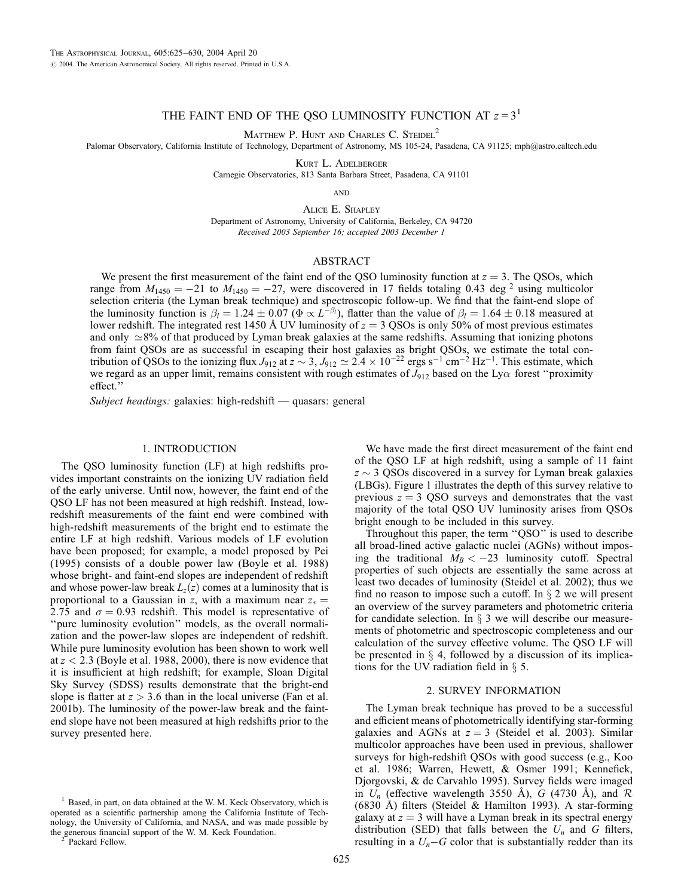# THE FAINT END OF THE QSO LUMINOSITY FUNCTION AT $z = 3$[1]

Matthew P. Hunt and Charles C. Steidel[2]

Palomar Observatory, California Institute of Technology, Department of Astronomy, MS 105-24, Pasadena, CA 91125; mph@astro.caltech.edu

Kurt L. Adelberger

Carnegie Observatories, 813 Santa Barbara Street, Pasadena, CA 91101

and

Alice E. Shapley

Department of Astronomy, University of California, Berkeley, CA 94720

*Received 2003 September 16; accepted 2003 December 1*

## ABSTRACT

We present the first measurement of the faint end of the QSO luminosity function at $z = 3$. The QSOs, which range from $M_{1450} = -21$ to $M_{1450} = -27$, were discovered in 17 fields totaling 0.43 deg $^2$ using multicolor selection criteria (the Lyman break technique) and spectroscopic follow-up. We find that the faint-end slope of the luminosity function is $\beta_l = 1.24 \pm 0.07$ ($\Phi \propto L^{-\beta_l}$), flatter than the value of $\beta_l = 1.64 \pm 0.18$ measured at lower redshift. The integrated rest 1450 Å UV luminosity of $z = 3$ QSOs is only 50% of most previous estimates and only $\simeq$8% of that produced by Lyman break galaxies at the same redshifts. Assuming that ionizing photons from faint QSOs are as successful in escaping their host galaxies as bright QSOs, we estimate the total contribution of QSOs to the ionizing flux $J_{912}$ at $z \sim 3$, $J_{912} \simeq 2.4 \times 10^{-22}$ ergs s$^{-1}$ cm$^{-2}$ Hz$^{-1}$. This estimate, which we regard as an upper limit, remains consistent with rough estimates of $J_{912}$ based on the Ly$\alpha$ forest "proximity effect."

*Subject headings:* galaxies: high-redshift — quasars: general

## 1. INTRODUCTION

The QSO luminosity function (LF) at high redshifts provides important constraints on the ionizing UV radiation field of the early universe. Until now, however, the faint end of the QSO LF has not been measured at high redshift. Instead, low-redshift measurements of the faint end were combined with high-redshift measurements of the bright end to estimate the entire LF at high redshift. Various models of LF evolution have been proposed; for example, a model proposed by Pei (1995) consists of a double power law (Boyle et al. 1988) whose bright- and faint-end slopes are independent of redshift and whose power-law break $L_z(z)$ comes at a luminosity that is proportional to a Gaussian in $z$, with a maximum near $z_* = 2.75$ and $\sigma = 0.93$ redshift. This model is representative of "pure luminosity evolution" models, as the overall normalization and the power-law slopes are independent of redshift. While pure luminosity evolution has been shown to work well at $z < 2.3$ (Boyle et al. 1988, 2000), there is now evidence that it is insufficient at high redshift; for example, Sloan Digital Sky Survey (SDSS) results demonstrate that the bright-end slope is flatter at $z > 3.6$ than in the local universe (Fan et al. 2001b). The luminosity of the power-law break and the faint-end slope have not been measured at high redshifts prior to the survey presented here.

We have made the first direct measurement of the faint end of the QSO LF at high redshift, using a sample of 11 faint $z \sim 3$ QSOs discovered in a survey for Lyman break galaxies (LBGs). Figure 1 illustrates the depth of this survey relative to previous $z = 3$ QSO surveys and demonstrates that the vast majority of the total QSO UV luminosity arises from QSOs bright enough to be included in this survey.

Throughout this paper, the term "QSO" is used to describe all broad-lined active galactic nuclei (AGNs) without imposing the traditional $M_B < -23$ luminosity cutoff. Spectral properties of such objects are essentially the same across at least two decades of luminosity (Steidel et al. 2002); thus we find no reason to impose such a cutoff. In § 2 we will present an overview of the survey parameters and photometric criteria for candidate selection. In § 3 we will describe our measurements of photometric and spectroscopic completeness and our calculation of the survey effective volume. The QSO LF will be presented in § 4, followed by a discussion of its implications for the UV radiation field in § 5.

## 2. SURVEY INFORMATION

The Lyman break technique has proved to be a successful and efficient means of photometrically identifying star-forming galaxies and AGNs at $z = 3$ (Steidel et al. 2003). Similar multicolor approaches have been used in previous, shallower surveys for high-redshift QSOs with good success (e.g., Koo et al. 1986; Warren, Hewett, & Osmer 1991; Kennefick, Djorgovski, & de Carvahlo 1995). Survey fields were imaged in $U_n$ (effective wavelength 3550 Å), $G$ (4730 Å), and $\mathcal{R}$ (6830 Å) filters (Steidel & Hamilton 1993). A star-forming galaxy at $z = 3$ will have a Lyman break in its spectral energy distribution (SED) that falls between the $U_n$ and $G$ filters, resulting in a $U_n - G$ color that is substantially redder than its

[1] Based, in part, on data obtained at the W. M. Keck Observatory, which is operated as a scientific partnership among the California Institute of Technology, the University of California, and NASA, and was made possible by the generous financial support of the W. M. Keck Foundation.

[2] Packard Fellow.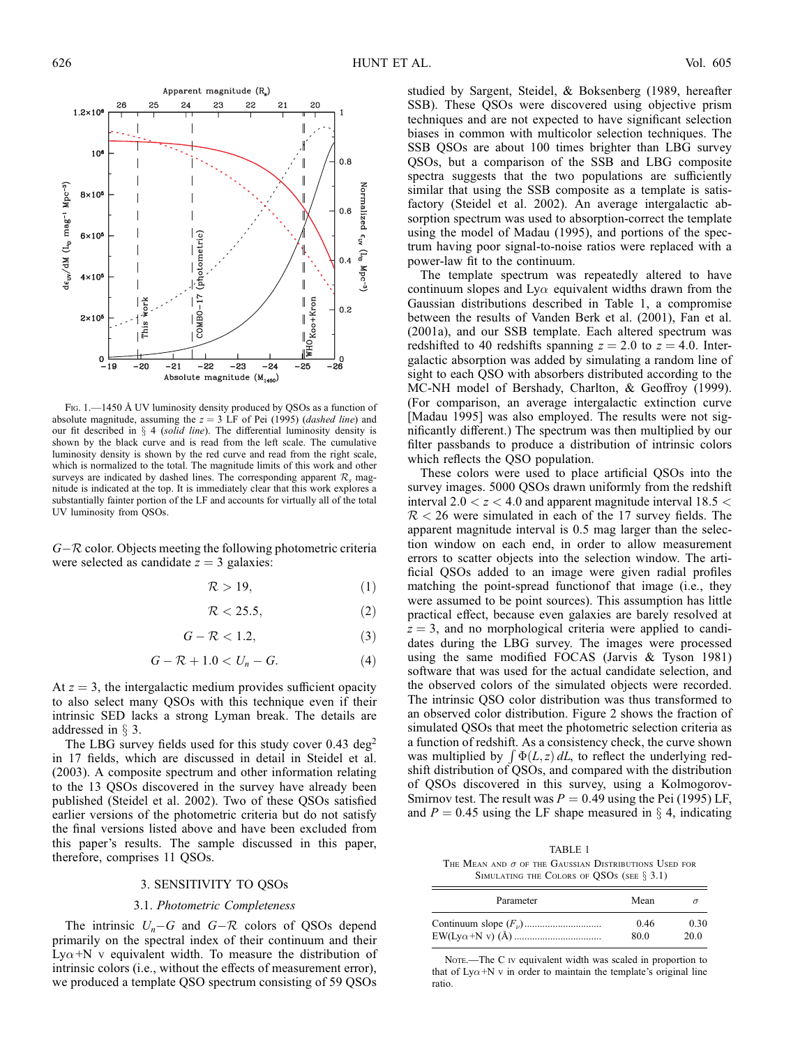Fig. 1.—1450 Å UV luminosity density produced by QSOs as a function of absolute magnitude, assuming the $z = 3$ LF of Pei (1995) (*dashed line*) and our fit described in § 4 (*solid line*). The differential luminosity density is shown by the black curve and is read from the left scale. The cumulative luminosity density is shown by the red curve and read from the right scale, which is normalized to the total. The magnitude limits of this work and other surveys are indicated by dashed lines. The corresponding apparent $\mathcal{R}_s$ magnitude is indicated at the top. It is immediately clear that this work explores a substantially fainter portion of the LF and accounts for virtually all of the total UV luminosity from QSOs.

$G - \mathcal{R}$ color. Objects meeting the following photometric criteria were selected as candidate $z = 3$ galaxies:

$$\mathcal{R} > 19, \tag{1}$$

$$\mathcal{R} < 25.5, \tag{2}$$

$$G - \mathcal{R} < 1.2, \tag{3}$$

$$G - \mathcal{R} + 1.0 < U_n - G. \tag{4}$$

At $z = 3$, the intergalactic medium provides sufficient opacity to also select many QSOs with this technique even if their intrinsic SED lacks a strong Lyman break. The details are addressed in § 3.

The LBG survey fields used for this study cover 0.43 deg$^2$ in 17 fields, which are discussed in detail in Steidel et al. (2003). A composite spectrum and other information relating to the 13 QSOs discovered in the survey have already been published (Steidel et al. 2002). Two of these QSOs satisfied earlier versions of the photometric criteria but do not satisfy the final versions listed above and have been excluded from this paper's results. The sample discussed in this paper, therefore, comprises 11 QSOs.

## 3. SENSITIVITY TO QSOs

### 3.1. *Photometric Completeness*

The intrinsic $U_n - G$ and $G - \mathcal{R}$ colors of QSOs depend primarily on the spectral index of their continuum and their Ly$\alpha$+N v equivalent width. To measure the distribution of intrinsic colors (i.e., without the effects of measurement error), we produced a template QSO spectrum consisting of 59 QSOs studied by Sargent, Steidel, & Boksenberg (1989, hereafter SSB). These QSOs were discovered using objective prism techniques and are not expected to have significant selection biases in common with multicolor selection techniques. The SSB QSOs are about 100 times brighter than LBG survey QSOs, but a comparison of the SSB and LBG composite spectra suggests that the two populations are sufficiently similar that using the SSB composite as a template is satisfactory (Steidel et al. 2002). An average intergalactic absorption spectrum was used to absorption-correct the template using the model of Madau (1995), and portions of the spectrum having poor signal-to-noise ratios were replaced with a power-law fit to the continuum.

The template spectrum was repeatedly altered to have continuum slopes and Ly$\alpha$ equivalent widths drawn from the Gaussian distributions described in Table 1, a compromise between the results of Vanden Berk et al. (2001), Fan et al. (2001a), and our SSB template. Each altered spectrum was redshifted to 40 redshifts spanning $z = 2.0$ to $z = 4.0$. Intergalactic absorption was added by simulating a random line of sight to each QSO with absorbers distributed according to the MC-NH model of Bershady, Charlton, & Geoffroy (1999). (For comparison, an average intergalactic extinction curve [Madau 1995] was also employed. The results were not significantly different.) The spectrum was then multiplied by our filter passbands to produce a distribution of intrinsic colors which reflects the QSO population.

These colors were used to place artificial QSOs into the survey images. 5000 QSOs drawn uniformly from the redshift interval $2.0 < z < 4.0$ and apparent magnitude interval $18.5 < \mathcal{R} < 26$ were simulated in each of the 17 survey fields. The apparent magnitude interval is 0.5 mag larger than the selection window on each end, in order to allow measurement errors to scatter objects into the selection window. The artificial QSOs added to an image were given radial profiles matching the point-spread functionof that image (i.e., they were assumed to be point sources). This assumption has little practical effect, because even galaxies are barely resolved at $z = 3$, and no morphological criteria were applied to candidates during the LBG survey. The images were processed using the same modified FOCAS (Jarvis & Tyson 1981) software that was used for the actual candidate selection, and the observed colors of the simulated objects were recorded. The intrinsic QSO color distribution was thus transformed to an observed color distribution. Figure 2 shows the fraction of simulated QSOs that meet the photometric selection criteria as a function of redshift. As a consistency check, the curve shown was multiplied by $\int \Phi(L, z)\, dL$, to reflect the underlying redshift distribution of QSOs, and compared with the distribution of QSOs discovered in this survey, using a Kolmogorov-Smirnov test. The result was $P = 0.49$ using the Pei (1995) LF, and $P = 0.45$ using the LF shape measured in § 4, indicating

TABLE 1

The Mean and $\sigma$ of the Gaussian Distributions Used for Simulating the Colors of QSOs (see § 3.1)

| Parameter | Mean | $\sigma$ |
|---|---|---|
| Continuum slope ($F_\nu$) | 0.46 | 0.30 |
| EW(Ly$\alpha$+N v) (Å) | 80.0 | 20.0 |

Note.—The C iv equivalent width was scaled in proportion to that of Ly$\alpha$+N v in order to maintain the template's original line ratio.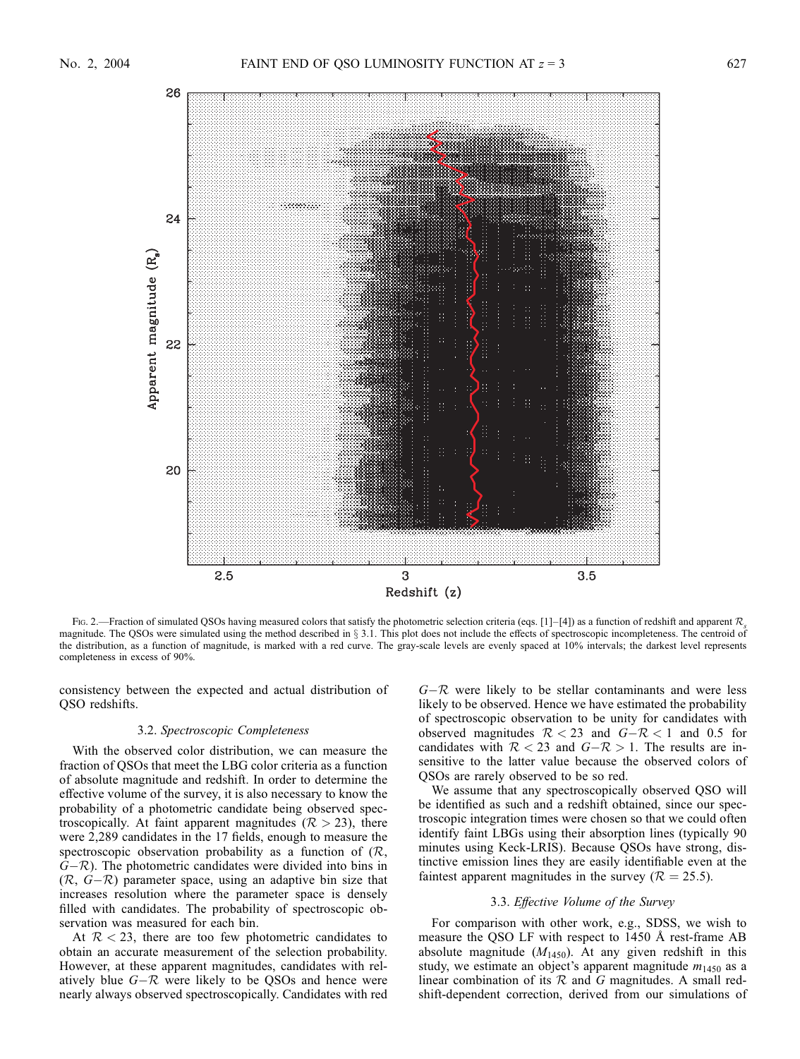Fig. 2.—Fraction of simulated QSOs having measured colors that satisfy the photometric selection criteria (eqs. [1]–[4]) as a function of redshift and apparent $\mathcal{R}_s$ magnitude. The QSOs were simulated using the method described in § 3.1. This plot does not include the effects of spectroscopic incompleteness. The centroid of the distribution, as a function of magnitude, is marked with a red curve. The gray-scale levels are evenly spaced at 10% intervals; the darkest level represents completeness in excess of 90%.

consistency between the expected and actual distribution of QSO redshifts.

### 3.2. *Spectroscopic Completeness*

With the observed color distribution, we can measure the fraction of QSOs that meet the LBG color criteria as a function of absolute magnitude and redshift. In order to determine the effective volume of the survey, it is also necessary to know the probability of a photometric candidate being observed spectroscopically. At faint apparent magnitudes ($\mathcal{R} > 23$), there were 2,289 candidates in the 17 fields, enough to measure the spectroscopic observation probability as a function of ($\mathcal{R}$, $G-\mathcal{R}$). The photometric candidates were divided into bins in ($\mathcal{R}$, $G-\mathcal{R}$) parameter space, using an adaptive bin size that increases resolution where the parameter space is densely filled with candidates. The probability of spectroscopic observation was measured for each bin.

At $\mathcal{R} < 23$, there are too few photometric candidates to obtain an accurate measurement of the selection probability. However, at these apparent magnitudes, candidates with relatively blue $G-\mathcal{R}$ were likely to be QSOs and hence were nearly always observed spectroscopically. Candidates with red $G-\mathcal{R}$ were likely to be stellar contaminants and were less likely to be observed. Hence we have estimated the probability of spectroscopic observation to be unity for candidates with observed magnitudes $\mathcal{R} < 23$ and $G-\mathcal{R} < 1$ and 0.5 for candidates with $\mathcal{R} < 23$ and $G-\mathcal{R} > 1$. The results are insensitive to the latter value because the observed colors of QSOs are rarely observed to be so red.

We assume that any spectroscopically observed QSO will be identified as such and a redshift obtained, since our spectroscopic integration times were chosen so that we could often identify faint LBGs using their absorption lines (typically 90 minutes using Keck-LRIS). Because QSOs have strong, distinctive emission lines they are easily identifiable even at the faintest apparent magnitudes in the survey ($\mathcal{R} = 25.5$).

### 3.3. *Effective Volume of the Survey*

For comparison with other work, e.g., SDSS, we wish to measure the QSO LF with respect to 1450 Å rest-frame AB absolute magnitude ($M_{1450}$). At any given redshift in this study, we estimate an object's apparent magnitude $m_{1450}$ as a linear combination of its $\mathcal{R}$ and $G$ magnitudes. A small redshift-dependent correction, derived from our simulations of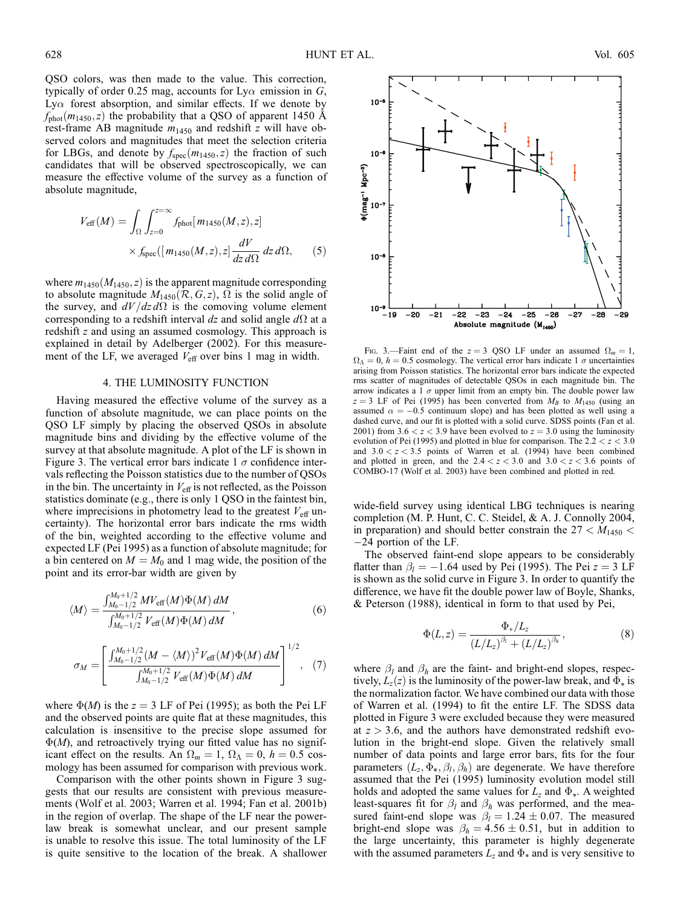QSO colors, was then made to the value. This correction, typically of order 0.25 mag, accounts for Ly$\alpha$ emission in $G$, Ly$\alpha$ forest absorption, and similar effects. If we denote by $f_{\rm phot}(m_{1450}, z)$ the probability that a QSO of apparent 1450 Å rest-frame AB magnitude $m_{1450}$ and redshift $z$ will have observed colors and magnitudes that meet the selection criteria for LBGs, and denote by $f_{\rm spec}(m_{1450}, z)$ the fraction of such candidates that will be observed spectroscopically, we can measure the effective volume of the survey as a function of absolute magnitude,

$$V_{\rm eff}(M) = \int_{\Omega} \int_{z=0}^{z=\infty} f_{\rm phot}[m_{1450}(M, z), z] \times f_{\rm spec}([m_{1450}(M, z), z] \frac{dV}{dz\, d\Omega}\, dz\, d\Omega, \qquad (5)$$

where $m_{1450}(M_{1450}, z)$ is the apparent magnitude corresponding to absolute magnitude $M_{1450}(\mathcal{R}, G, z)$, $\Omega$ is the solid angle of the survey, and $dV/dz\, d\Omega$ is the comoving volume element corresponding to a redshift interval $dz$ and solid angle $d\Omega$ at a redshift $z$ and using an assumed cosmology. This approach is explained in detail by Adelberger (2002). For this measurement of the LF, we averaged $V_{\rm eff}$ over bins 1 mag in width.

## 4. THE LUMINOSITY FUNCTION

Having measured the effective volume of the survey as a function of absolute magnitude, we can place points on the QSO LF simply by placing the observed QSOs in absolute magnitude bins and dividing by the effective volume of the survey at that absolute magnitude. A plot of the LF is shown in Figure 3. The vertical error bars indicate 1 $\sigma$ confidence intervals reflecting the Poisson statistics due to the number of QSOs in the bin. The uncertainty in $V_{\rm eff}$ is not reflected, as the Poisson statistics dominate (e.g., there is only 1 QSO in the faintest bin, where imprecisions in photometry lead to the greatest $V_{\rm eff}$ uncertainty). The horizontal error bars indicate the rms width of the bin, weighted according to the effective volume and expected LF (Pei 1995) as a function of absolute magnitude; for a bin centered on $M = M_0$ and 1 mag wide, the position of the point and its error-bar width are given by

$$\langle M \rangle = \frac{\int_{M_0-1/2}^{M_0+1/2} M V_{\rm eff}(M) \Phi(M)\, dM}{\int_{M_0-1/2}^{M_0+1/2} V_{\rm eff}(M) \Phi(M)\, dM}, \qquad (6)$$

$$\sigma_M = \left[ \frac{\int_{M_0-1/2}^{M_0+1/2} (M - \langle M \rangle)^2 V_{\rm eff}(M) \Phi(M)\, dM}{\int_{M_0-1/2}^{M_0+1/2} V_{\rm eff}(M) \Phi(M)\, dM} \right]^{1/2}, \qquad (7)$$

where $\Phi(M)$ is the $z = 3$ LF of Pei (1995); as both the Pei LF and the observed points are quite flat at these magnitudes, this calculation is insensitive to the precise slope assumed for $\Phi(M)$, and retroactively trying our fitted value has no significant effect on the results. An $\Omega_m = 1$, $\Omega_\Lambda = 0$, $h = 0.5$ cosmology has been assumed for comparison with previous work.

Comparison with the other points shown in Figure 3 suggests that our results are consistent with previous measurements (Wolf et al. 2003; Warren et al. 1994; Fan et al. 2001b) in the region of overlap. The shape of the LF near the power-law break is somewhat unclear, and our present sample is unable to resolve this issue. The total luminosity of the LF is quite sensitive to the location of the break. A shallower wide-field survey using identical LBG techniques is nearing completion (M. P. Hunt, C. C. Steidel, & A. J. Connolly 2004, in preparation) and should better constrain the $27 < M_{1450} < -24$ portion of the LF.

Fig. 3.—Faint end of the $z = 3$ QSO LF under an assumed $\Omega_m = 1$, $\Omega_\Lambda = 0$, $h = 0.5$ cosmology. The vertical error bars indicate 1 $\sigma$ uncertainties arising from Poisson statistics. The horizontal error bars indicate the expected rms scatter of magnitudes of detectable QSOs in each magnitude bin. The arrow indicates a 1 $\sigma$ upper limit from an empty bin. The double power law $z = 3$ LF of Pei (1995) has been converted from $M_B$ to $M_{1450}$ (using an assumed $\alpha = -0.5$ continuum slope) and has been plotted as well using a dashed curve, and our fit is plotted with a solid curve. SDSS points (Fan et al. 2001) from $3.6 < z < 3.9$ have been evolved to $z = 3.0$ using the luminosity evolution of Pei (1995) and plotted in blue for comparison. The $2.2 < z < 3.0$ and $3.0 < z < 3.5$ points of Warren et al. (1994) have been combined and plotted in green, and the $2.4 < z < 3.0$ and $3.0 < z < 3.6$ points of COMBO-17 (Wolf et al. 2003) have been combined and plotted in red.

The observed faint-end slope appears to be considerably flatter than $\beta_l = -1.64$ used by Pei (1995). The Pei $z = 3$ LF is shown as the solid curve in Figure 3. In order to quantify the difference, we have fit the double power law of Boyle, Shanks, & Peterson (1988), identical in form to that used by Pei,

$$\Phi(L, z) = \frac{\Phi_* / L_z}{(L/L_z)^{\beta_l} + (L/L_z)^{\beta_h}}, \qquad (8)$$

where $\beta_l$ and $\beta_h$ are the faint- and bright-end slopes, respectively, $L_z(z)$ is the luminosity of the power-law break, and $\Phi_*$ is the normalization factor. We have combined our data with those of Warren et al. (1994) to fit the entire LF. The SDSS data plotted in Figure 3 were excluded because they were measured at $z > 3.6$, and the authors have demonstrated redshift evolution in the bright-end slope. Given the relatively small number of data points and large error bars, fits for the four parameters $(L_z, \Phi_*, \beta_l, \beta_h)$ are degenerate. We have therefore assumed that the Pei (1995) luminosity evolution model still holds and adopted the same values for $L_z$ and $\Phi_*$. A weighted least-squares fit for $\beta_l$ and $\beta_h$ was performed, and the measured faint-end slope was $\beta_l = 1.24 \pm 0.07$. The measured bright-end slope was $\beta_h = 4.56 \pm 0.51$, but in addition to the large uncertainty, this parameter is highly degenerate with the assumed parameters $L_z$ and $\Phi_*$ and is very sensitive to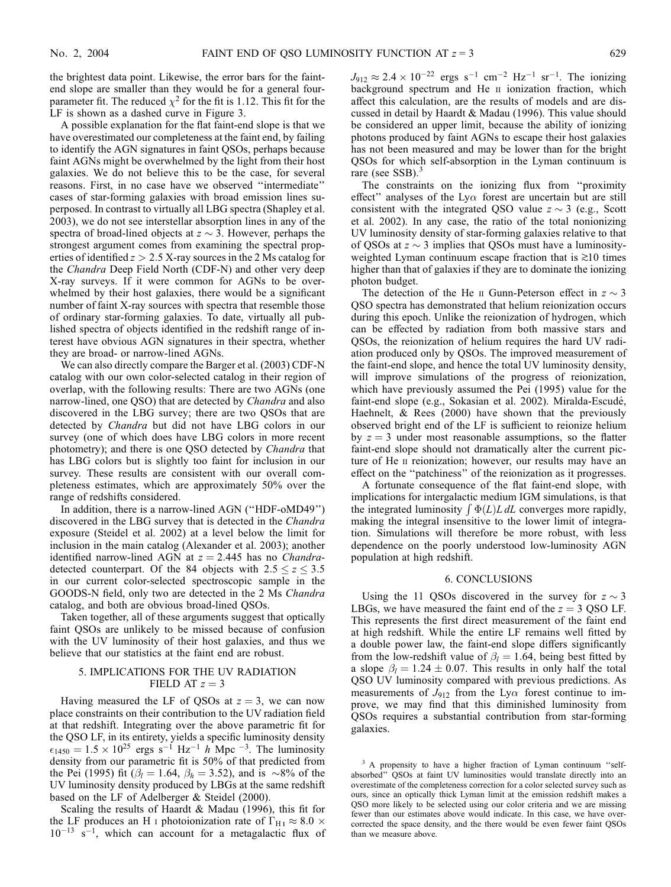the brightest data point. Likewise, the error bars for the faint-end slope are smaller than they would be for a general four-parameter fit. The reduced $\chi^2$ for the fit is 1.12. This fit for the LF is shown as a dashed curve in Figure 3.

A possible explanation for the flat faint-end slope is that we have overestimated our completeness at the faint end, by failing to identify the AGN signatures in faint QSOs, perhaps because faint AGNs might be overwhelmed by the light from their host galaxies. We do not believe this to be the case, for several reasons. First, in no case have we observed "intermediate" cases of star-forming galaxies with broad emission lines superposed. In contrast to virtually all LBG spectra (Shapley et al. 2003), we do not see interstellar absorption lines in any of the spectra of broad-lined objects at $z \sim 3$. However, perhaps the strongest argument comes from examining the spectral properties of identified $z > 2.5$ X-ray sources in the 2 Ms catalog for the *Chandra* Deep Field North (CDF-N) and other very deep X-ray surveys. If it were common for AGNs to be overwhelmed by their host galaxies, there would be a significant number of faint X-ray sources with spectra that resemble those of ordinary star-forming galaxies. To date, virtually all published spectra of objects identified in the redshift range of interest have obvious AGN signatures in their spectra, whether they are broad- or narrow-lined AGNs.

We can also directly compare the Barger et al. (2003) CDF-N catalog with our own color-selected catalog in their region of overlap, with the following results: There are two AGNs (one narrow-lined, one QSO) that are detected by *Chandra* and also discovered in the LBG survey; there are two QSOs that are detected by *Chandra* but did not have LBG colors in our survey (one of which does have LBG colors in more recent photometry); and there is one QSO detected by *Chandra* that has LBG colors but is slightly too faint for inclusion in our survey. These results are consistent with our overall completeness estimates, which are approximately 50% over the range of redshifts considered.

In addition, there is a narrow-lined AGN ("HDF-oMD49") discovered in the LBG survey that is detected in the *Chandra* exposure (Steidel et al. 2002) at a level below the limit for inclusion in the main catalog (Alexander et al. 2003); another identified narrow-lined AGN at $z = 2.445$ has no *Chandra*-detected counterpart. Of the 84 objects with $2.5 \leq z \leq 3.5$ in our current color-selected spectroscopic sample in the GOODS-N field, only two are detected in the 2 Ms *Chandra* catalog, and both are obvious broad-lined QSOs.

Taken together, all of these arguments suggest that optically faint QSOs are unlikely to be missed because of confusion with the UV luminosity of their host galaxies, and thus we believe that our statistics at the faint end are robust.

## 5. IMPLICATIONS FOR THE UV RADIATION FIELD AT $z = 3$

Having measured the LF of QSOs at $z = 3$, we can now place constraints on their contribution to the UV radiation field at that redshift. Integrating over the above parametric fit for the QSO LF, in its entirety, yields a specific luminosity density $\epsilon_{1450} = 1.5 \times 10^{25}$ ergs s$^{-1}$ Hz$^{-1}$ $h$ Mpc$^{-3}$. The luminosity density from our parametric fit is 50% of that predicted from the Pei (1995) fit ($\beta_l = 1.64$, $\beta_h = 3.52$), and is $\sim$8% of the UV luminosity density produced by LBGs at the same redshift based on the LF of Adelberger & Steidel (2000).

Scaling the results of Haardt & Madau (1996), this fit for the LF produces an H I photoionization rate of $\Gamma_{\rm H\,I} \approx 8.0 \times 10^{-13}$ s$^{-1}$, which can account for a metagalactic flux of $J_{912} \approx 2.4 \times 10^{-22}$ ergs s$^{-1}$ cm$^{-2}$ Hz$^{-1}$ sr$^{-1}$. The ionizing background spectrum and He II ionization fraction, which affect this calculation, are the results of models and are discussed in detail by Haardt & Madau (1996). This value should be considered an upper limit, because the ability of ionizing photons produced by faint AGNs to escape their host galaxies has not been measured and may be lower than for the bright QSOs for which self-absorption in the Lyman continuum is rare (see SSB).[3]

The constraints on the ionizing flux from "proximity effect" analyses of the Ly$\alpha$ forest are uncertain but are still consistent with the integrated QSO value $z \sim 3$ (e.g., Scott et al. 2002). In any case, the ratio of the total nonionizing UV luminosity density of star-forming galaxies relative to that of QSOs at $z \sim 3$ implies that QSOs must have a luminosity-weighted Lyman continuum escape fraction that is $\gtrsim$10 times higher than that of galaxies if they are to dominate the ionizing photon budget.

The detection of the He II Gunn-Peterson effect in $z \sim 3$ QSO spectra has demonstrated that helium reionization occurs during this epoch. Unlike the reionization of hydrogen, which can be effected by radiation from both massive stars and QSOs, the reionization of helium requires the hard UV radiation produced only by QSOs. The improved measurement of the faint-end slope, and hence the total UV luminosity density, will improve simulations of the progress of reionization, which have previously assumed the Pei (1995) value for the faint-end slope (e.g., Sokasian et al. 2002). Miralda-Escudé, Haehnelt, & Rees (2000) have shown that the previously observed bright end of the LF is sufficient to reionize helium by $z = 3$ under most reasonable assumptions, so the flatter faint-end slope should not dramatically alter the current picture of He II reionization; however, our results may have an effect on the "patchiness" of the reionization as it progresses.

A fortunate consequence of the flat faint-end slope, with implications for intergalactic medium IGM simulations, is that the integrated luminosity $\int \Phi(L) L\, dL$ converges more rapidly, making the integral insensitive to the lower limit of integration. Simulations will therefore be more robust, with less dependence on the poorly understood low-luminosity AGN population at high redshift.

## 6. CONCLUSIONS

Using the 11 QSOs discovered in the survey for $z \sim 3$ LBGs, we have measured the faint end of the $z = 3$ QSO LF. This represents the first direct measurement of the faint end at high redshift. While the entire LF remains well fitted by a double power law, the faint-end slope differs significantly from the low-redshift value of $\beta_l = 1.64$, being best fitted by a slope $\beta_l = 1.24 \pm 0.07$. This results in only half the total QSO UV luminosity compared with previous predictions. As measurements of $J_{912}$ from the Ly$\alpha$ forest continue to improve, we may find that this diminished luminosity from QSOs requires a substantial contribution from star-forming galaxies.

[3] A propensity to have a higher fraction of Lyman continuum "self-absorbed" QSOs at faint UV luminosities would translate directly into an overestimate of the completeness correction for a color selected survey such as ours, since an optically thick Lyman limit at the emission redshift makes a QSO more likely to be selected using our color criteria and we are missing fewer than our estimates above would indicate. In this case, we have over-corrected the space density, and the there would be even fewer faint QSOs than we measure above.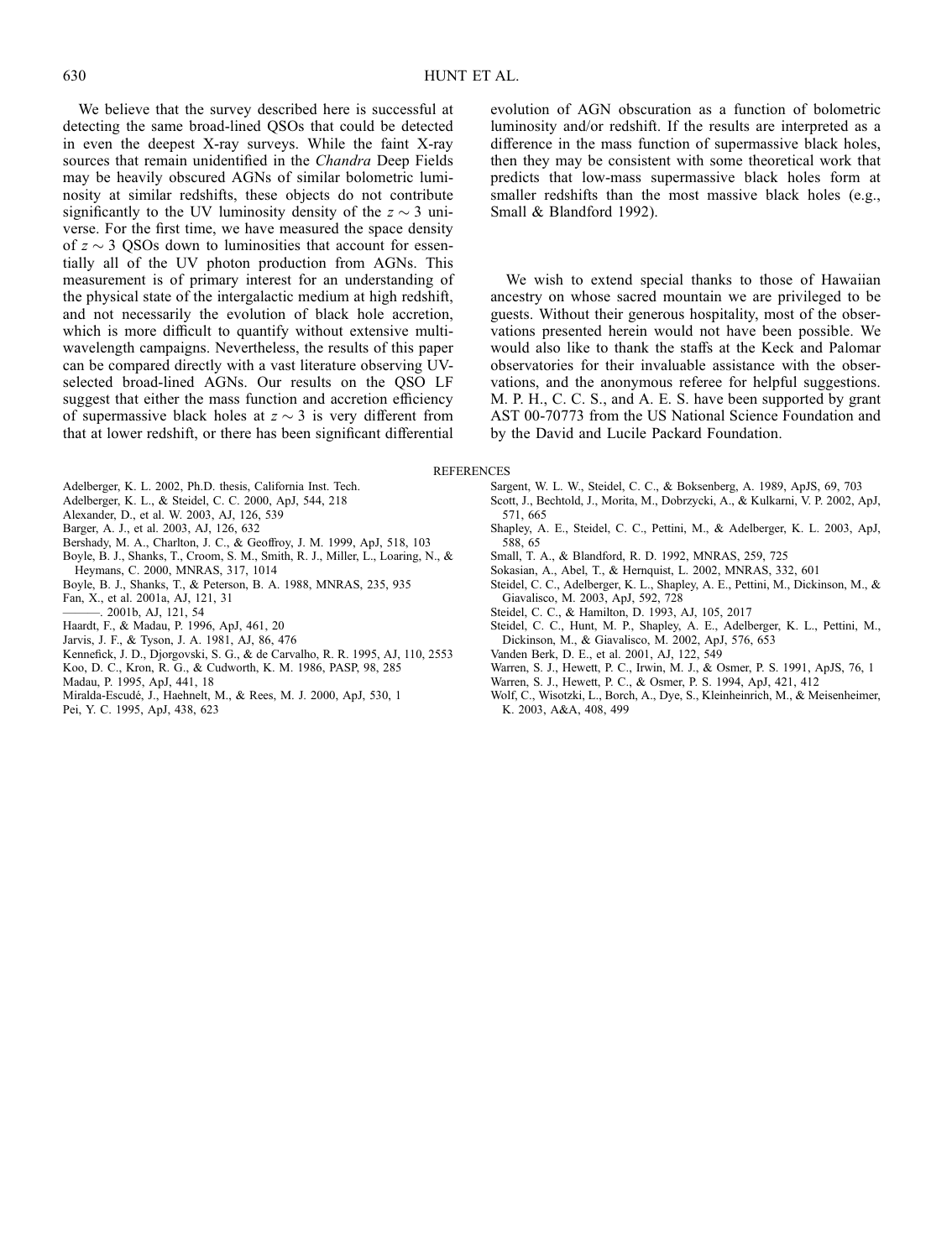We believe that the survey described here is successful at detecting the same broad-lined QSOs that could be detected in even the deepest X-ray surveys. While the faint X-ray sources that remain unidentified in the *Chandra* Deep Fields may be heavily obscured AGNs of similar bolometric luminosity at similar redshifts, these objects do not contribute significantly to the UV luminosity density of the $z \sim 3$ universe. For the first time, we have measured the space density of $z \sim 3$ QSOs down to luminosities that account for essentially all of the UV photon production from AGNs. This measurement is of primary interest for an understanding of the physical state of the intergalactic medium at high redshift, and not necessarily the evolution of black hole accretion, which is more difficult to quantify without extensive multiwavelength campaigns. Nevertheless, the results of this paper can be compared directly with a vast literature observing UV-selected broad-lined AGNs. Our results on the QSO LF suggest that either the mass function and accretion efficiency of supermassive black holes at $z \sim 3$ is very different from that at lower redshift, or there has been significant differential evolution of AGN obscuration as a function of bolometric luminosity and/or redshift. If the results are interpreted as a difference in the mass function of supermassive black holes, then they may be consistent with some theoretical work that predicts that low-mass supermassive black holes form at smaller redshifts than the most massive black holes (e.g., Small & Blandford 1992).

We wish to extend special thanks to those of Hawaiian ancestry on whose sacred mountain we are privileged to be guests. Without their generous hospitality, most of the observations presented herein would not have been possible. We would also like to thank the staffs at the Keck and Palomar observatories for their invaluable assistance with the observations, and the anonymous referee for helpful suggestions. M. P. H., C. C. S., and A. E. S. have been supported by grant AST 00-70773 from the US National Science Foundation and by the David and Lucile Packard Foundation.

## REFERENCES

Adelberger, K. L. 2002, Ph.D. thesis, California Inst. Tech.
Adelberger, K. L., & Steidel, C. C. 2000, ApJ, 544, 218
Alexander, D., et al. W. 2003, AJ, 126, 539
Barger, A. J., et al. 2003, AJ, 126, 632
Bershady, M. A., Charlton, J. C., & Geoffroy, J. M. 1999, ApJ, 518, 103
Boyle, B. J., Shanks, T., Croom, S. M., Smith, R. J., Miller, L., Loaring, N., & Heymans, C. 2000, MNRAS, 317, 1014
Boyle, B. J., Shanks, T., & Peterson, B. A. 1988, MNRAS, 235, 935
Fan, X., et al. 2001a, AJ, 121, 31
———. 2001b, AJ, 121, 54
Haardt, F., & Madau, P. 1996, ApJ, 461, 20
Jarvis, J. F., & Tyson, J. A. 1981, AJ, 86, 476
Kennefick, J. D., Djorgovski, S. G., & de Carvalho, R. R. 1995, AJ, 110, 2553
Koo, D. C., Kron, R. G., & Cudworth, K. M. 1986, PASP, 98, 285
Madau, P. 1995, ApJ, 441, 18
Miralda-Escudé, J., Haehnelt, M., & Rees, M. J. 2000, ApJ, 530, 1
Pei, Y. C. 1995, ApJ, 438, 623
Sargent, W. L. W., Steidel, C. C., & Boksenberg, A. 1989, ApJS, 69, 703
Scott, J., Bechtold, J., Morita, M., Dobrzycki, A., & Kulkarni, V. P. 2002, ApJ, 571, 665
Shapley, A. E., Steidel, C. C., Pettini, M., & Adelberger, K. L. 2003, ApJ, 588, 65
Small, T. A., & Blandford, R. D. 1992, MNRAS, 259, 725
Sokasian, A., Abel, T., & Hernquist, L. 2002, MNRAS, 332, 601
Steidel, C. C., Adelberger, K. L., Shapley, A. E., Pettini, M., Dickinson, M., & Giavalisco, M. 2003, ApJ, 592, 728
Steidel, C. C., & Hamilton, D. 1993, AJ, 105, 2017
Steidel, C. C., Hunt, M. P., Shapley, A. E., Adelberger, K. L., Pettini, M., Dickinson, M., & Giavalisco, M. 2002, ApJ, 576, 653
Vanden Berk, D. E., et al. 2001, AJ, 122, 549
Warren, S. J., Hewett, P. C., Irwin, M. J., & Osmer, P. S. 1991, ApJS, 76, 1
Warren, S. J., Hewett, P. C., & Osmer, P. S. 1994, ApJ, 421, 412
Wolf, C., Wisotzki, L., Borch, A., Dye, S., Kleinheinrich, M., & Meisenheimer, K. 2003, A&A, 408, 499